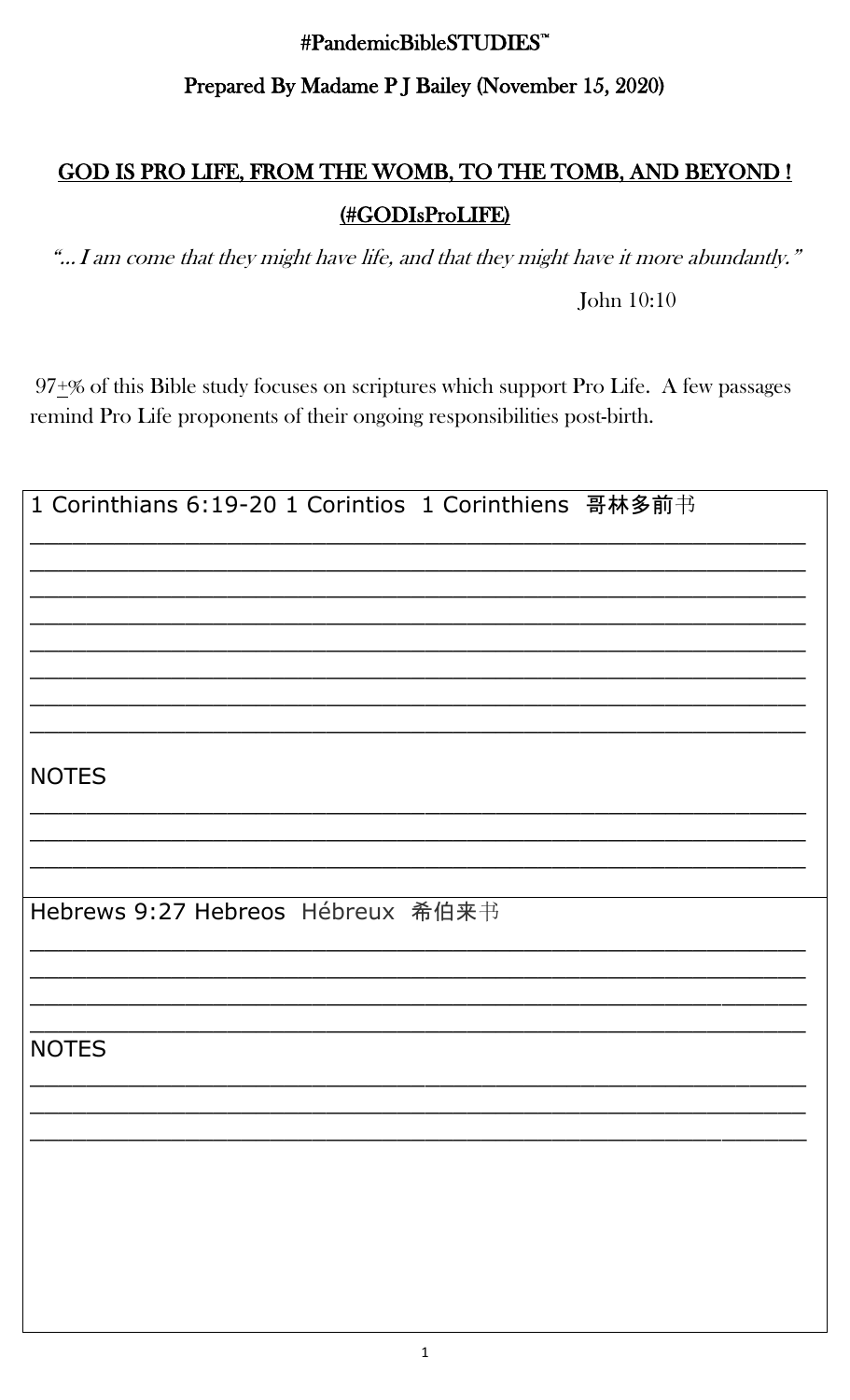#PandemicBibleSTUDIES™

Prepared By Madame P J Bailey (November 15, 2020)

# GOD IS PRO LIFE, FROM THE WOMB, TO THE TOMB, AND BEYOND !

## (#GODIsProLIFE)

*"… I am come that they might have life, and that they might have it more abundantly."*

John 10:10

97+% of this Bible study focuses on scriptures which support Pro Life. A few passages remind Pro Life proponents of their ongoing responsibilities post-birth.

1 Corinthians 6:19-20 1 Corintios 1 Corinthiens 哥林多前书

___________________________________________________________

___________________________________________________________

___________________________________________________________

___________________________________________________________

___________________________________________________________

___________________________________________________________

___________________________________________________________

___________________________________________________________

NOTES

___________________________________________________________

___________________________________________________________

___________________________________________________________

Hebrews 9:27 Hebreos Hébreux 希伯来书

___________________________________________________________

___________________________________________________________

___________________________________________________________

___________________________________________________________

NOTES

___________________________________________________________

___________________________________________________________

___________________________________________________________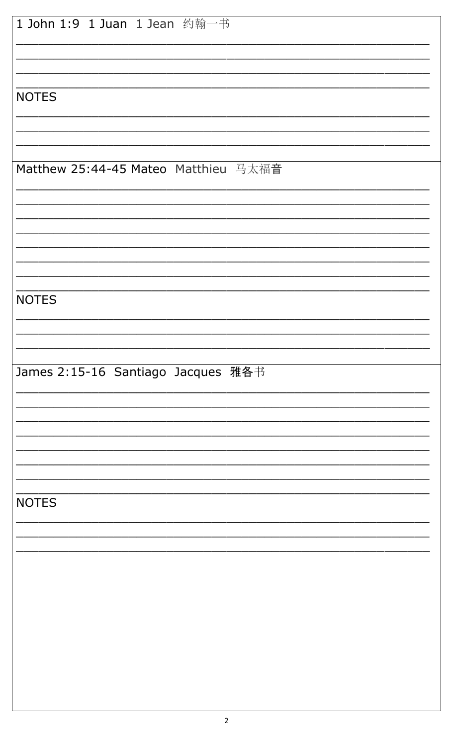1 John 1:9  1 Juan  1 Jean  约翰一书

______________________________________________________________________
______________________________________________________________________
______________________________________________________________________
______________________________________________________________________

NOTES

______________________________________________________________________
______________________________________________________________________
______________________________________________________________________

Matthew 25:44-45 Mateo  Matthieu  马太福音

______________________________________________________________________
______________________________________________________________________
______________________________________________________________________
______________________________________________________________________
______________________________________________________________________
______________________________________________________________________
______________________________________________________________________
______________________________________________________________________

NOTES

______________________________________________________________________
______________________________________________________________________
______________________________________________________________________

James 2:15-16  Santiago  Jacques  雅各书

______________________________________________________________________
______________________________________________________________________
______________________________________________________________________
______________________________________________________________________
______________________________________________________________________
______________________________________________________________________
______________________________________________________________________
______________________________________________________________________

NOTES

______________________________________________________________________
______________________________________________________________________
______________________________________________________________________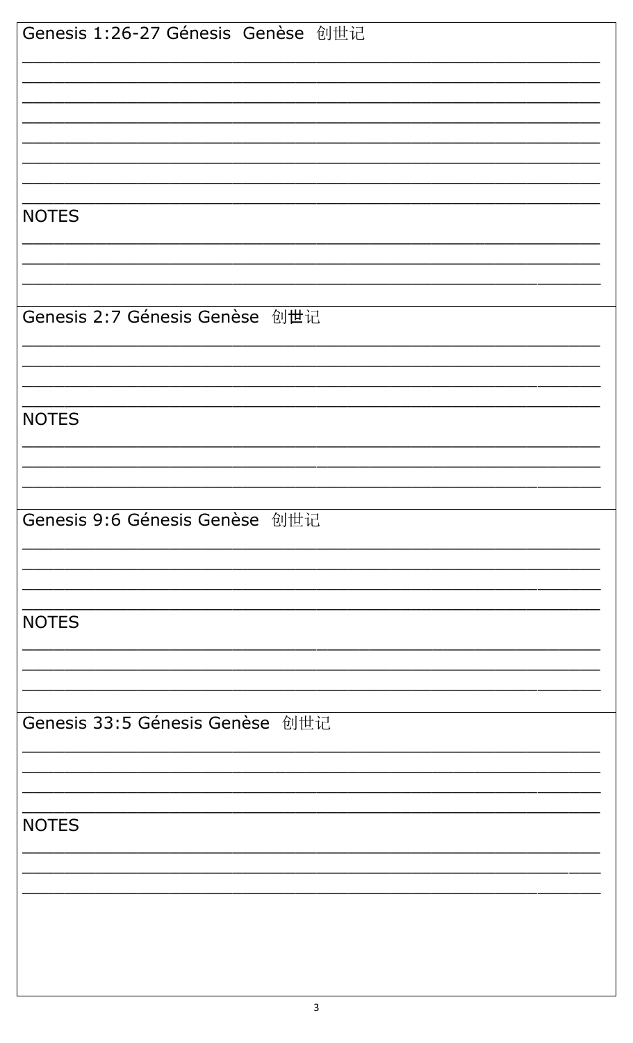Genesis 1:26-27 Génesis Genèse 创世记

______________________________________________________________

______________________________________________________________

______________________________________________________________

______________________________________________________________

______________________________________________________________

______________________________________________________________

______________________________________________________________

______________________________________________________________

NOTES

______________________________________________________________

______________________________________________________________

______________________________________________________________

Genesis 2:7 Génesis Genèse 创世记

______________________________________________________________

______________________________________________________________

______________________________________________________________

______________________________________________________________

NOTES

______________________________________________________________

______________________________________________________________

______________________________________________________________

Genesis 9:6 Génesis Genèse 创世记

______________________________________________________________

______________________________________________________________

______________________________________________________________

______________________________________________________________

NOTES

______________________________________________________________

______________________________________________________________

______________________________________________________________

Genesis 33:5 Génesis Genèse 创世记

______________________________________________________________

______________________________________________________________

______________________________________________________________

______________________________________________________________

NOTES

______________________________________________________________

______________________________________________________________

______________________________________________________________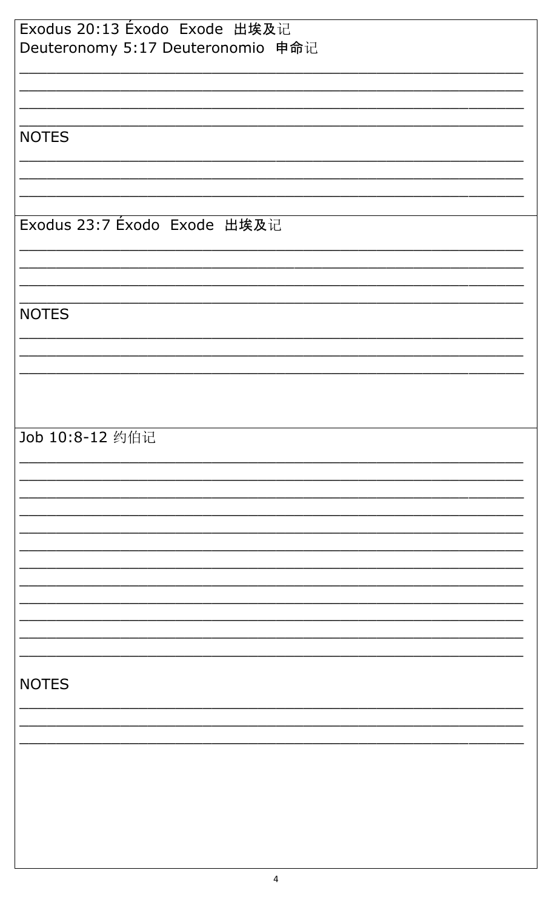Exodus 20:13 Éxodo Exode 出埃及记
Deuteronomy 5:17 Deuteronomio 申命记

_______________________________________________________________
_______________________________________________________________
_______________________________________________________________
_______________________________________________________________

NOTES

_______________________________________________________________
_______________________________________________________________
_______________________________________________________________

Exodus 23:7 Éxodo Exode 出埃及记

_______________________________________________________________
_______________________________________________________________
_______________________________________________________________
_______________________________________________________________

NOTES

_______________________________________________________________
_______________________________________________________________
_______________________________________________________________

Job 10:8-12 约伯记

_______________________________________________________________
_______________________________________________________________
_______________________________________________________________
_______________________________________________________________
_______________________________________________________________
_______________________________________________________________
_______________________________________________________________
_______________________________________________________________
_______________________________________________________________
_______________________________________________________________
_______________________________________________________________
_______________________________________________________________

NOTES

_______________________________________________________________
_______________________________________________________________
_______________________________________________________________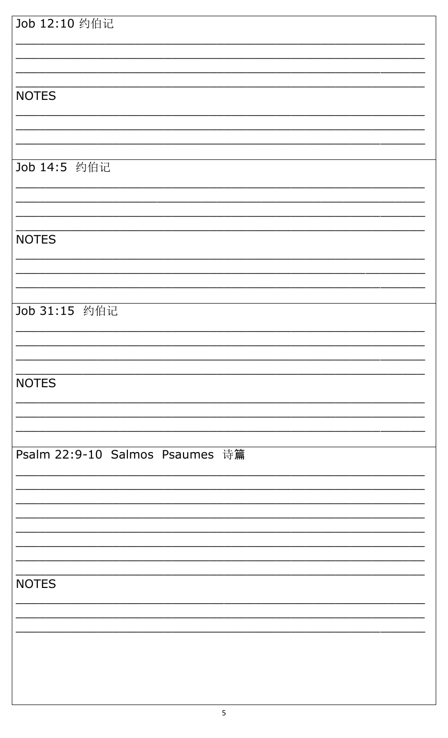Job 12:10 约伯记

______________________________________________________________

______________________________________________________________

______________________________________________________________

______________________________________________________________

NOTES

______________________________________________________________

______________________________________________________________

______________________________________________________________

Job 14:5 约伯记

______________________________________________________________

______________________________________________________________

______________________________________________________________

______________________________________________________________

NOTES

______________________________________________________________

______________________________________________________________

______________________________________________________________

Job 31:15 约伯记

______________________________________________________________

______________________________________________________________

______________________________________________________________

______________________________________________________________

NOTES

______________________________________________________________

______________________________________________________________

______________________________________________________________

Psalm 22:9-10 Salmos Psaumes 诗篇

______________________________________________________________

______________________________________________________________

______________________________________________________________

______________________________________________________________

______________________________________________________________

______________________________________________________________

______________________________________________________________

______________________________________________________________

NOTES

______________________________________________________________

______________________________________________________________

______________________________________________________________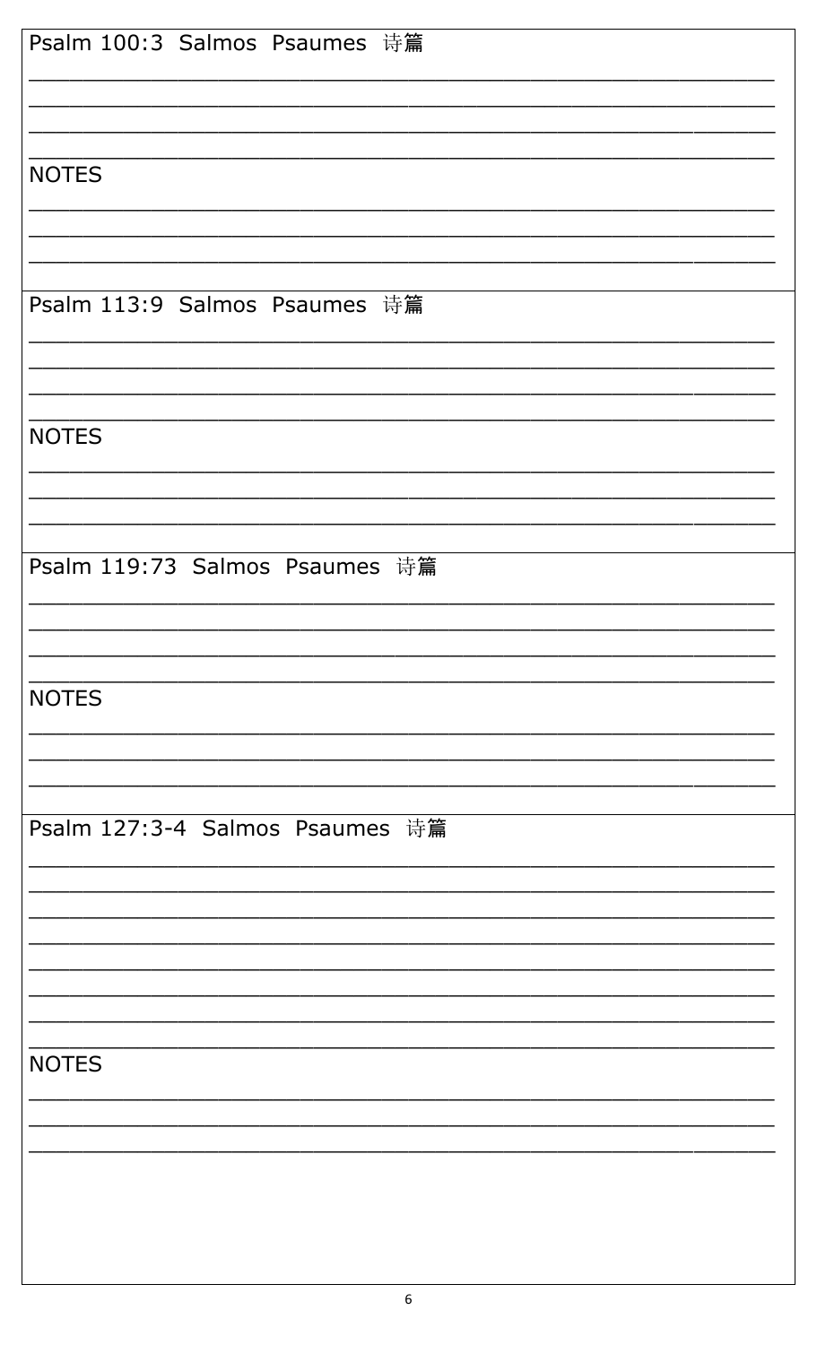Psalm 100:3 Salmos Psaumes 诗篇

\_\_\_\_\_\_\_\_\_\_\_\_\_\_\_\_\_\_\_\_\_\_\_\_\_\_\_\_\_\_\_\_\_\_\_\_\_\_\_\_\_\_\_\_\_\_\_\_

\_\_\_\_\_\_\_\_\_\_\_\_\_\_\_\_\_\_\_\_\_\_\_\_\_\_\_\_\_\_\_\_\_\_\_\_\_\_\_\_\_\_\_\_\_\_\_\_

\_\_\_\_\_\_\_\_\_\_\_\_\_\_\_\_\_\_\_\_\_\_\_\_\_\_\_\_\_\_\_\_\_\_\_\_\_\_\_\_\_\_\_\_\_\_\_\_

\_\_\_\_\_\_\_\_\_\_\_\_\_\_\_\_\_\_\_\_\_\_\_\_\_\_\_\_\_\_\_\_\_\_\_\_\_\_\_\_\_\_\_\_\_\_\_\_

NOTES

\_\_\_\_\_\_\_\_\_\_\_\_\_\_\_\_\_\_\_\_\_\_\_\_\_\_\_\_\_\_\_\_\_\_\_\_\_\_\_\_\_\_\_\_\_\_\_\_

\_\_\_\_\_\_\_\_\_\_\_\_\_\_\_\_\_\_\_\_\_\_\_\_\_\_\_\_\_\_\_\_\_\_\_\_\_\_\_\_\_\_\_\_\_\_\_\_

\_\_\_\_\_\_\_\_\_\_\_\_\_\_\_\_\_\_\_\_\_\_\_\_\_\_\_\_\_\_\_\_\_\_\_\_\_\_\_\_\_\_\_\_\_\_\_\_

Psalm 113:9 Salmos Psaumes 诗篇

\_\_\_\_\_\_\_\_\_\_\_\_\_\_\_\_\_\_\_\_\_\_\_\_\_\_\_\_\_\_\_\_\_\_\_\_\_\_\_\_\_\_\_\_\_\_\_\_

\_\_\_\_\_\_\_\_\_\_\_\_\_\_\_\_\_\_\_\_\_\_\_\_\_\_\_\_\_\_\_\_\_\_\_\_\_\_\_\_\_\_\_\_\_\_\_\_

\_\_\_\_\_\_\_\_\_\_\_\_\_\_\_\_\_\_\_\_\_\_\_\_\_\_\_\_\_\_\_\_\_\_\_\_\_\_\_\_\_\_\_\_\_\_\_\_

\_\_\_\_\_\_\_\_\_\_\_\_\_\_\_\_\_\_\_\_\_\_\_\_\_\_\_\_\_\_\_\_\_\_\_\_\_\_\_\_\_\_\_\_\_\_\_\_

NOTES

\_\_\_\_\_\_\_\_\_\_\_\_\_\_\_\_\_\_\_\_\_\_\_\_\_\_\_\_\_\_\_\_\_\_\_\_\_\_\_\_\_\_\_\_\_\_\_\_

\_\_\_\_\_\_\_\_\_\_\_\_\_\_\_\_\_\_\_\_\_\_\_\_\_\_\_\_\_\_\_\_\_\_\_\_\_\_\_\_\_\_\_\_\_\_\_\_

\_\_\_\_\_\_\_\_\_\_\_\_\_\_\_\_\_\_\_\_\_\_\_\_\_\_\_\_\_\_\_\_\_\_\_\_\_\_\_\_\_\_\_\_\_\_\_\_

Psalm 119:73 Salmos Psaumes 诗篇

\_\_\_\_\_\_\_\_\_\_\_\_\_\_\_\_\_\_\_\_\_\_\_\_\_\_\_\_\_\_\_\_\_\_\_\_\_\_\_\_\_\_\_\_\_\_\_\_

\_\_\_\_\_\_\_\_\_\_\_\_\_\_\_\_\_\_\_\_\_\_\_\_\_\_\_\_\_\_\_\_\_\_\_\_\_\_\_\_\_\_\_\_\_\_\_\_

\_\_\_\_\_\_\_\_\_\_\_\_\_\_\_\_\_\_\_\_\_\_\_\_\_\_\_\_\_\_\_\_\_\_\_\_\_\_\_\_\_\_\_\_\_\_\_\_

\_\_\_\_\_\_\_\_\_\_\_\_\_\_\_\_\_\_\_\_\_\_\_\_\_\_\_\_\_\_\_\_\_\_\_\_\_\_\_\_\_\_\_\_\_\_\_\_

NOTES

\_\_\_\_\_\_\_\_\_\_\_\_\_\_\_\_\_\_\_\_\_\_\_\_\_\_\_\_\_\_\_\_\_\_\_\_\_\_\_\_\_\_\_\_\_\_\_\_

\_\_\_\_\_\_\_\_\_\_\_\_\_\_\_\_\_\_\_\_\_\_\_\_\_\_\_\_\_\_\_\_\_\_\_\_\_\_\_\_\_\_\_\_\_\_\_\_

\_\_\_\_\_\_\_\_\_\_\_\_\_\_\_\_\_\_\_\_\_\_\_\_\_\_\_\_\_\_\_\_\_\_\_\_\_\_\_\_\_\_\_\_\_\_\_\_

Psalm 127:3-4 Salmos Psaumes 诗篇

\_\_\_\_\_\_\_\_\_\_\_\_\_\_\_\_\_\_\_\_\_\_\_\_\_\_\_\_\_\_\_\_\_\_\_\_\_\_\_\_\_\_\_\_\_\_\_\_

\_\_\_\_\_\_\_\_\_\_\_\_\_\_\_\_\_\_\_\_\_\_\_\_\_\_\_\_\_\_\_\_\_\_\_\_\_\_\_\_\_\_\_\_\_\_\_\_

\_\_\_\_\_\_\_\_\_\_\_\_\_\_\_\_\_\_\_\_\_\_\_\_\_\_\_\_\_\_\_\_\_\_\_\_\_\_\_\_\_\_\_\_\_\_\_\_

\_\_\_\_\_\_\_\_\_\_\_\_\_\_\_\_\_\_\_\_\_\_\_\_\_\_\_\_\_\_\_\_\_\_\_\_\_\_\_\_\_\_\_\_\_\_\_\_

\_\_\_\_\_\_\_\_\_\_\_\_\_\_\_\_\_\_\_\_\_\_\_\_\_\_\_\_\_\_\_\_\_\_\_\_\_\_\_\_\_\_\_\_\_\_\_\_

\_\_\_\_\_\_\_\_\_\_\_\_\_\_\_\_\_\_\_\_\_\_\_\_\_\_\_\_\_\_\_\_\_\_\_\_\_\_\_\_\_\_\_\_\_\_\_\_

\_\_\_\_\_\_\_\_\_\_\_\_\_\_\_\_\_\_\_\_\_\_\_\_\_\_\_\_\_\_\_\_\_\_\_\_\_\_\_\_\_\_\_\_\_\_\_\_

\_\_\_\_\_\_\_\_\_\_\_\_\_\_\_\_\_\_\_\_\_\_\_\_\_\_\_\_\_\_\_\_\_\_\_\_\_\_\_\_\_\_\_\_\_\_\_\_

NOTES

\_\_\_\_\_\_\_\_\_\_\_\_\_\_\_\_\_\_\_\_\_\_\_\_\_\_\_\_\_\_\_\_\_\_\_\_\_\_\_\_\_\_\_\_\_\_\_\_

\_\_\_\_\_\_\_\_\_\_\_\_\_\_\_\_\_\_\_\_\_\_\_\_\_\_\_\_\_\_\_\_\_\_\_\_\_\_\_\_\_\_\_\_\_\_\_\_

\_\_\_\_\_\_\_\_\_\_\_\_\_\_\_\_\_\_\_\_\_\_\_\_\_\_\_\_\_\_\_\_\_\_\_\_\_\_\_\_\_\_\_\_\_\_\_\_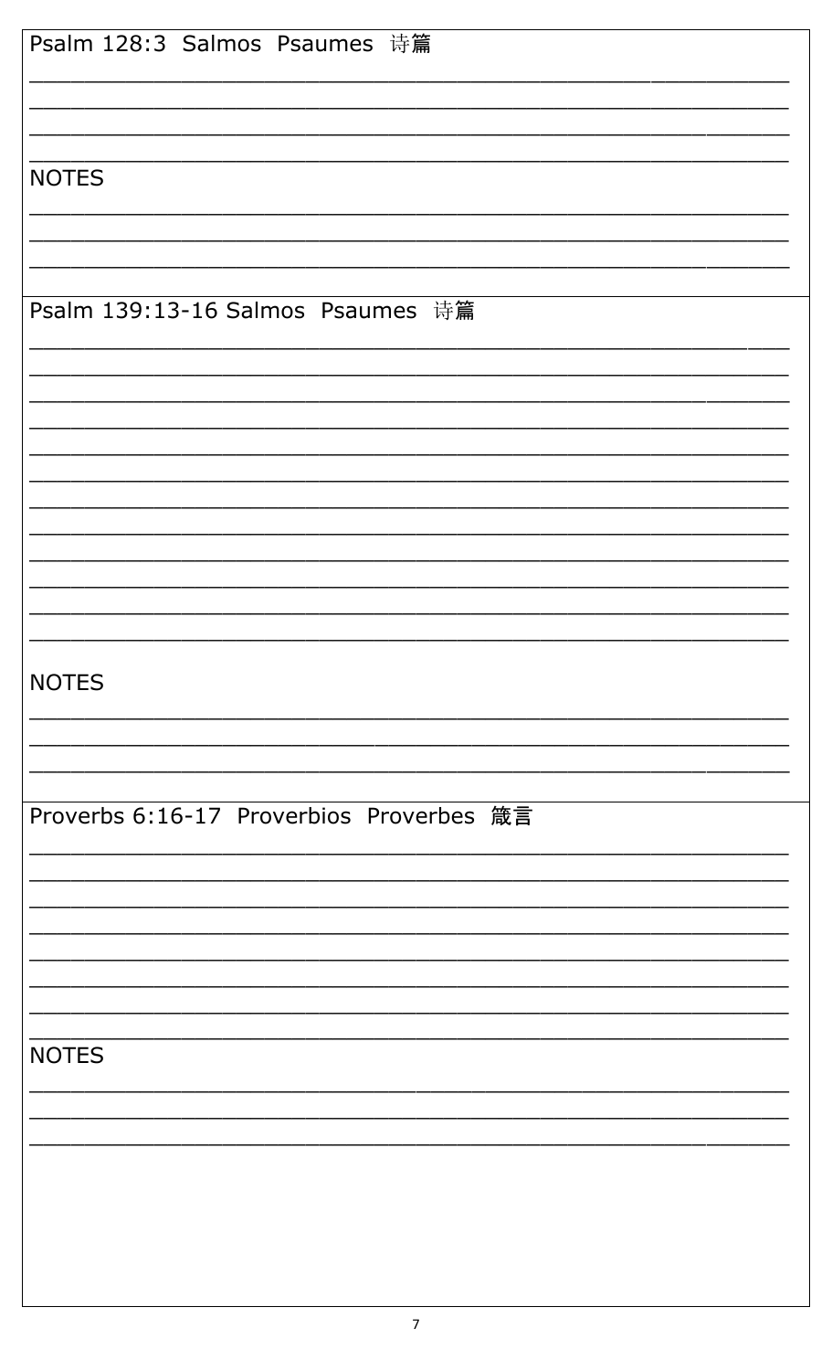Psalm 128:3 Salmos Psaumes 诗篇

______________________________________________________________

______________________________________________________________

______________________________________________________________

______________________________________________________________

NOTES

______________________________________________________________

______________________________________________________________

______________________________________________________________

Psalm 139:13-16 Salmos Psaumes 诗篇

______________________________________________________________

______________________________________________________________

______________________________________________________________

______________________________________________________________

______________________________________________________________

______________________________________________________________

______________________________________________________________

______________________________________________________________

______________________________________________________________

______________________________________________________________

______________________________________________________________

______________________________________________________________

NOTES

______________________________________________________________

______________________________________________________________

______________________________________________________________

Proverbs 6:16-17 Proverbios Proverbes 箴言

______________________________________________________________

______________________________________________________________

______________________________________________________________

______________________________________________________________

______________________________________________________________

______________________________________________________________

______________________________________________________________

______________________________________________________________

NOTES

______________________________________________________________

______________________________________________________________

______________________________________________________________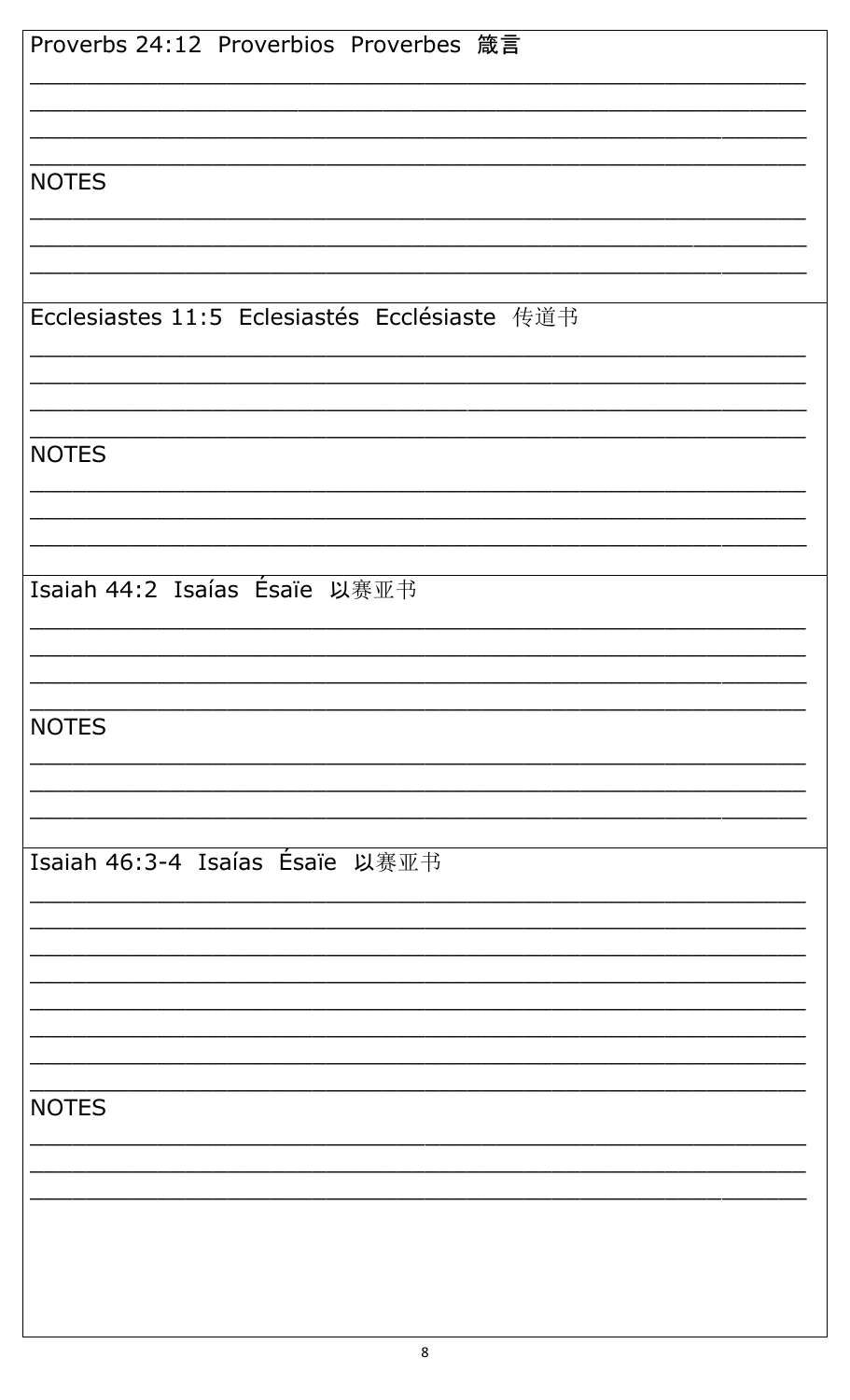Proverbs 24:12 Proverbios Proverbes 箴言

NOTES

Ecclesiastes 11:5 Eclesiastés Ecclésiaste 传道书

NOTES

Isaiah 44:2 Isaías Ésaïe 以赛亚书

NOTES

Isaiah 46:3-4 Isaías Ésaïe 以赛亚书

NOTES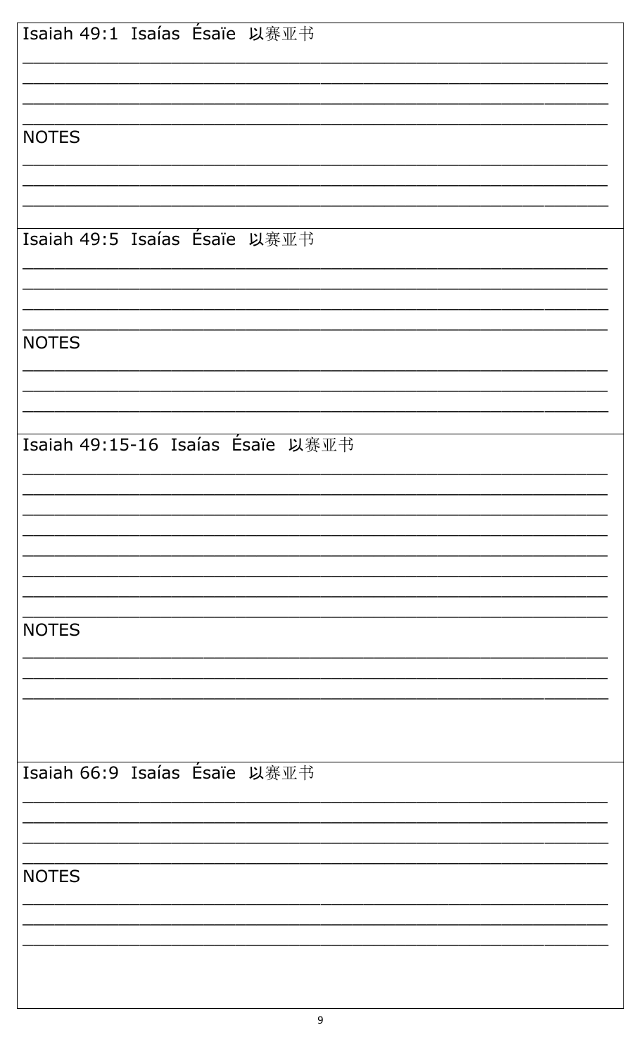Isaiah 49:1  Isaías  Ésaïe  以赛亚书

________________________________________________________________

________________________________________________________________

________________________________________________________________

________________________________________________________________

NOTES

________________________________________________________________

________________________________________________________________

________________________________________________________________

Isaiah 49:5  Isaías  Ésaïe  以赛亚书

________________________________________________________________

________________________________________________________________

________________________________________________________________

________________________________________________________________

NOTES

________________________________________________________________

________________________________________________________________

________________________________________________________________

Isaiah 49:15-16  Isaías  Ésaïe  以赛亚书

________________________________________________________________

________________________________________________________________

________________________________________________________________

________________________________________________________________

________________________________________________________________

________________________________________________________________

________________________________________________________________

________________________________________________________________

NOTES

________________________________________________________________

________________________________________________________________

________________________________________________________________

Isaiah 66:9  Isaías  Ésaïe  以赛亚书

________________________________________________________________

________________________________________________________________

________________________________________________________________

________________________________________________________________

NOTES

________________________________________________________________

________________________________________________________________

________________________________________________________________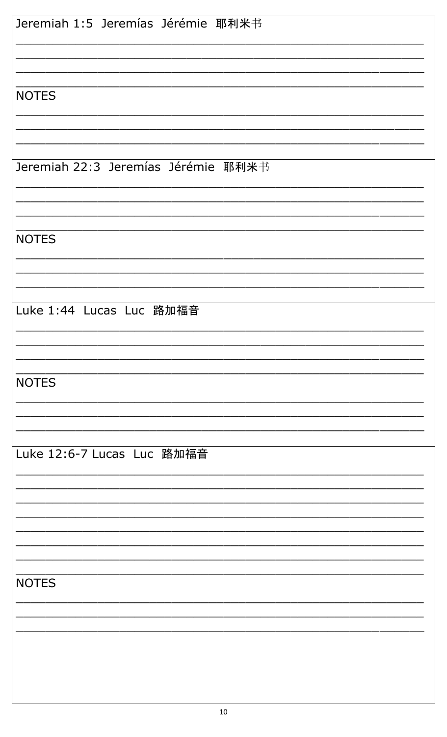Jeremiah 1:5 Jeremías Jérémie 耶利米书

______________________________________________________________

______________________________________________________________

______________________________________________________________

______________________________________________________________

NOTES

______________________________________________________________

______________________________________________________________

______________________________________________________________

Jeremiah 22:3 Jeremías Jérémie 耶利米书

______________________________________________________________

______________________________________________________________

______________________________________________________________

______________________________________________________________

NOTES

______________________________________________________________

______________________________________________________________

______________________________________________________________

Luke 1:44 Lucas Luc 路加福音

______________________________________________________________

______________________________________________________________

______________________________________________________________

______________________________________________________________

NOTES

______________________________________________________________

______________________________________________________________

______________________________________________________________

Luke 12:6-7 Lucas Luc 路加福音

______________________________________________________________

______________________________________________________________

______________________________________________________________

______________________________________________________________

______________________________________________________________

______________________________________________________________

______________________________________________________________

______________________________________________________________

NOTES

______________________________________________________________

______________________________________________________________

______________________________________________________________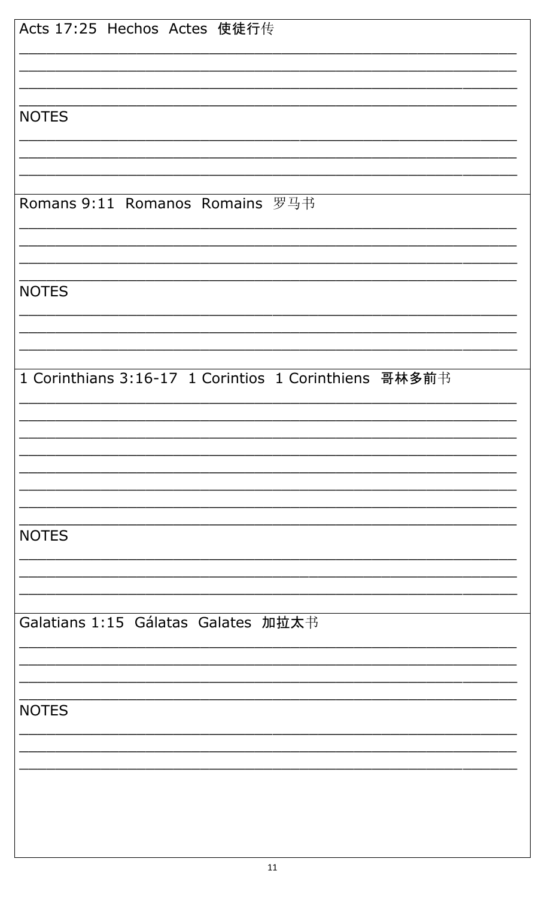Acts 17:25  Hechos  Actes  使徒行传

\_\_\_\_\_\_\_\_\_\_\_\_\_\_\_\_\_\_\_\_\_\_\_\_\_\_\_\_\_\_\_\_\_\_\_\_\_\_\_\_\_\_\_\_\_\_\_\_\_\_\_\_\_\_\_\_\_\_\_\_

\_\_\_\_\_\_\_\_\_\_\_\_\_\_\_\_\_\_\_\_\_\_\_\_\_\_\_\_\_\_\_\_\_\_\_\_\_\_\_\_\_\_\_\_\_\_\_\_\_\_\_\_\_\_\_\_\_\_\_\_

\_\_\_\_\_\_\_\_\_\_\_\_\_\_\_\_\_\_\_\_\_\_\_\_\_\_\_\_\_\_\_\_\_\_\_\_\_\_\_\_\_\_\_\_\_\_\_\_\_\_\_\_\_\_\_\_\_\_\_\_

\_\_\_\_\_\_\_\_\_\_\_\_\_\_\_\_\_\_\_\_\_\_\_\_\_\_\_\_\_\_\_\_\_\_\_\_\_\_\_\_\_\_\_\_\_\_\_\_\_\_\_\_\_\_\_\_\_\_\_\_

NOTES

\_\_\_\_\_\_\_\_\_\_\_\_\_\_\_\_\_\_\_\_\_\_\_\_\_\_\_\_\_\_\_\_\_\_\_\_\_\_\_\_\_\_\_\_\_\_\_\_\_\_\_\_\_\_\_\_\_\_\_\_

\_\_\_\_\_\_\_\_\_\_\_\_\_\_\_\_\_\_\_\_\_\_\_\_\_\_\_\_\_\_\_\_\_\_\_\_\_\_\_\_\_\_\_\_\_\_\_\_\_\_\_\_\_\_\_\_\_\_\_\_

\_\_\_\_\_\_\_\_\_\_\_\_\_\_\_\_\_\_\_\_\_\_\_\_\_\_\_\_\_\_\_\_\_\_\_\_\_\_\_\_\_\_\_\_\_\_\_\_\_\_\_\_\_\_\_\_\_\_\_\_

Romans 9:11  Romanos  Romains  罗马书

\_\_\_\_\_\_\_\_\_\_\_\_\_\_\_\_\_\_\_\_\_\_\_\_\_\_\_\_\_\_\_\_\_\_\_\_\_\_\_\_\_\_\_\_\_\_\_\_\_\_\_\_\_\_\_\_\_\_\_\_

\_\_\_\_\_\_\_\_\_\_\_\_\_\_\_\_\_\_\_\_\_\_\_\_\_\_\_\_\_\_\_\_\_\_\_\_\_\_\_\_\_\_\_\_\_\_\_\_\_\_\_\_\_\_\_\_\_\_\_\_

\_\_\_\_\_\_\_\_\_\_\_\_\_\_\_\_\_\_\_\_\_\_\_\_\_\_\_\_\_\_\_\_\_\_\_\_\_\_\_\_\_\_\_\_\_\_\_\_\_\_\_\_\_\_\_\_\_\_\_\_

\_\_\_\_\_\_\_\_\_\_\_\_\_\_\_\_\_\_\_\_\_\_\_\_\_\_\_\_\_\_\_\_\_\_\_\_\_\_\_\_\_\_\_\_\_\_\_\_\_\_\_\_\_\_\_\_\_\_\_\_

NOTES

\_\_\_\_\_\_\_\_\_\_\_\_\_\_\_\_\_\_\_\_\_\_\_\_\_\_\_\_\_\_\_\_\_\_\_\_\_\_\_\_\_\_\_\_\_\_\_\_\_\_\_\_\_\_\_\_\_\_\_\_

\_\_\_\_\_\_\_\_\_\_\_\_\_\_\_\_\_\_\_\_\_\_\_\_\_\_\_\_\_\_\_\_\_\_\_\_\_\_\_\_\_\_\_\_\_\_\_\_\_\_\_\_\_\_\_\_\_\_\_\_

\_\_\_\_\_\_\_\_\_\_\_\_\_\_\_\_\_\_\_\_\_\_\_\_\_\_\_\_\_\_\_\_\_\_\_\_\_\_\_\_\_\_\_\_\_\_\_\_\_\_\_\_\_\_\_\_\_\_\_\_

1 Corinthians 3:16-17  1 Corintios  1 Corinthiens  哥林多前书

\_\_\_\_\_\_\_\_\_\_\_\_\_\_\_\_\_\_\_\_\_\_\_\_\_\_\_\_\_\_\_\_\_\_\_\_\_\_\_\_\_\_\_\_\_\_\_\_\_\_\_\_\_\_\_\_\_\_\_\_

\_\_\_\_\_\_\_\_\_\_\_\_\_\_\_\_\_\_\_\_\_\_\_\_\_\_\_\_\_\_\_\_\_\_\_\_\_\_\_\_\_\_\_\_\_\_\_\_\_\_\_\_\_\_\_\_\_\_\_\_

\_\_\_\_\_\_\_\_\_\_\_\_\_\_\_\_\_\_\_\_\_\_\_\_\_\_\_\_\_\_\_\_\_\_\_\_\_\_\_\_\_\_\_\_\_\_\_\_\_\_\_\_\_\_\_\_\_\_\_\_

\_\_\_\_\_\_\_\_\_\_\_\_\_\_\_\_\_\_\_\_\_\_\_\_\_\_\_\_\_\_\_\_\_\_\_\_\_\_\_\_\_\_\_\_\_\_\_\_\_\_\_\_\_\_\_\_\_\_\_\_

\_\_\_\_\_\_\_\_\_\_\_\_\_\_\_\_\_\_\_\_\_\_\_\_\_\_\_\_\_\_\_\_\_\_\_\_\_\_\_\_\_\_\_\_\_\_\_\_\_\_\_\_\_\_\_\_\_\_\_\_

\_\_\_\_\_\_\_\_\_\_\_\_\_\_\_\_\_\_\_\_\_\_\_\_\_\_\_\_\_\_\_\_\_\_\_\_\_\_\_\_\_\_\_\_\_\_\_\_\_\_\_\_\_\_\_\_\_\_\_\_

\_\_\_\_\_\_\_\_\_\_\_\_\_\_\_\_\_\_\_\_\_\_\_\_\_\_\_\_\_\_\_\_\_\_\_\_\_\_\_\_\_\_\_\_\_\_\_\_\_\_\_\_\_\_\_\_\_\_\_\_

\_\_\_\_\_\_\_\_\_\_\_\_\_\_\_\_\_\_\_\_\_\_\_\_\_\_\_\_\_\_\_\_\_\_\_\_\_\_\_\_\_\_\_\_\_\_\_\_\_\_\_\_\_\_\_\_\_\_\_\_

NOTES

\_\_\_\_\_\_\_\_\_\_\_\_\_\_\_\_\_\_\_\_\_\_\_\_\_\_\_\_\_\_\_\_\_\_\_\_\_\_\_\_\_\_\_\_\_\_\_\_\_\_\_\_\_\_\_\_\_\_\_\_

\_\_\_\_\_\_\_\_\_\_\_\_\_\_\_\_\_\_\_\_\_\_\_\_\_\_\_\_\_\_\_\_\_\_\_\_\_\_\_\_\_\_\_\_\_\_\_\_\_\_\_\_\_\_\_\_\_\_\_\_

\_\_\_\_\_\_\_\_\_\_\_\_\_\_\_\_\_\_\_\_\_\_\_\_\_\_\_\_\_\_\_\_\_\_\_\_\_\_\_\_\_\_\_\_\_\_\_\_\_\_\_\_\_\_\_\_\_\_\_\_

Galatians 1:15  Gálatas  Galates  加拉太书

\_\_\_\_\_\_\_\_\_\_\_\_\_\_\_\_\_\_\_\_\_\_\_\_\_\_\_\_\_\_\_\_\_\_\_\_\_\_\_\_\_\_\_\_\_\_\_\_\_\_\_\_\_\_\_\_\_\_\_\_

\_\_\_\_\_\_\_\_\_\_\_\_\_\_\_\_\_\_\_\_\_\_\_\_\_\_\_\_\_\_\_\_\_\_\_\_\_\_\_\_\_\_\_\_\_\_\_\_\_\_\_\_\_\_\_\_\_\_\_\_

\_\_\_\_\_\_\_\_\_\_\_\_\_\_\_\_\_\_\_\_\_\_\_\_\_\_\_\_\_\_\_\_\_\_\_\_\_\_\_\_\_\_\_\_\_\_\_\_\_\_\_\_\_\_\_\_\_\_\_\_

\_\_\_\_\_\_\_\_\_\_\_\_\_\_\_\_\_\_\_\_\_\_\_\_\_\_\_\_\_\_\_\_\_\_\_\_\_\_\_\_\_\_\_\_\_\_\_\_\_\_\_\_\_\_\_\_\_\_\_\_

NOTES

\_\_\_\_\_\_\_\_\_\_\_\_\_\_\_\_\_\_\_\_\_\_\_\_\_\_\_\_\_\_\_\_\_\_\_\_\_\_\_\_\_\_\_\_\_\_\_\_\_\_\_\_\_\_\_\_\_\_\_\_

\_\_\_\_\_\_\_\_\_\_\_\_\_\_\_\_\_\_\_\_\_\_\_\_\_\_\_\_\_\_\_\_\_\_\_\_\_\_\_\_\_\_\_\_\_\_\_\_\_\_\_\_\_\_\_\_\_\_\_\_

\_\_\_\_\_\_\_\_\_\_\_\_\_\_\_\_\_\_\_\_\_\_\_\_\_\_\_\_\_\_\_\_\_\_\_\_\_\_\_\_\_\_\_\_\_\_\_\_\_\_\_\_\_\_\_\_\_\_\_\_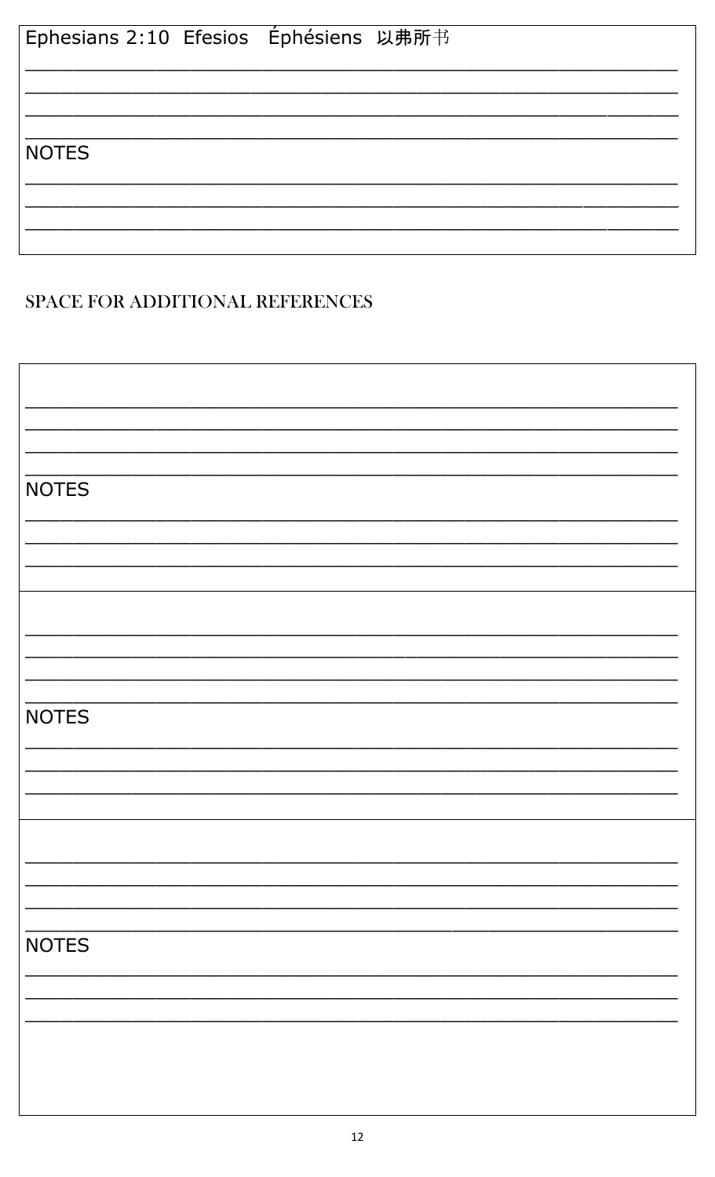Ephesians 2:10 Efesios Éphésiens 以弗所书

\_\_\_\_\_\_\_\_\_\_\_\_\_\_\_\_\_\_\_\_\_\_\_\_\_\_\_\_\_\_\_\_\_\_\_\_\_\_\_\_\_\_\_\_\_\_\_\_

\_\_\_\_\_\_\_\_\_\_\_\_\_\_\_\_\_\_\_\_\_\_\_\_\_\_\_\_\_\_\_\_\_\_\_\_\_\_\_\_\_\_\_\_\_\_\_\_

\_\_\_\_\_\_\_\_\_\_\_\_\_\_\_\_\_\_\_\_\_\_\_\_\_\_\_\_\_\_\_\_\_\_\_\_\_\_\_\_\_\_\_\_\_\_\_\_

\_\_\_\_\_\_\_\_\_\_\_\_\_\_\_\_\_\_\_\_\_\_\_\_\_\_\_\_\_\_\_\_\_\_\_\_\_\_\_\_\_\_\_\_\_\_\_\_

NOTES

\_\_\_\_\_\_\_\_\_\_\_\_\_\_\_\_\_\_\_\_\_\_\_\_\_\_\_\_\_\_\_\_\_\_\_\_\_\_\_\_\_\_\_\_\_\_\_\_

\_\_\_\_\_\_\_\_\_\_\_\_\_\_\_\_\_\_\_\_\_\_\_\_\_\_\_\_\_\_\_\_\_\_\_\_\_\_\_\_\_\_\_\_\_\_\_\_

\_\_\_\_\_\_\_\_\_\_\_\_\_\_\_\_\_\_\_\_\_\_\_\_\_\_\_\_\_\_\_\_\_\_\_\_\_\_\_\_\_\_\_\_\_\_\_\_

## SPACE FOR ADDITIONAL REFERENCES

\_\_\_\_\_\_\_\_\_\_\_\_\_\_\_\_\_\_\_\_\_\_\_\_\_\_\_\_\_\_\_\_\_\_\_\_\_\_\_\_\_\_\_\_\_\_\_\_

\_\_\_\_\_\_\_\_\_\_\_\_\_\_\_\_\_\_\_\_\_\_\_\_\_\_\_\_\_\_\_\_\_\_\_\_\_\_\_\_\_\_\_\_\_\_\_\_

\_\_\_\_\_\_\_\_\_\_\_\_\_\_\_\_\_\_\_\_\_\_\_\_\_\_\_\_\_\_\_\_\_\_\_\_\_\_\_\_\_\_\_\_\_\_\_\_

\_\_\_\_\_\_\_\_\_\_\_\_\_\_\_\_\_\_\_\_\_\_\_\_\_\_\_\_\_\_\_\_\_\_\_\_\_\_\_\_\_\_\_\_\_\_\_\_

NOTES

\_\_\_\_\_\_\_\_\_\_\_\_\_\_\_\_\_\_\_\_\_\_\_\_\_\_\_\_\_\_\_\_\_\_\_\_\_\_\_\_\_\_\_\_\_\_\_\_

\_\_\_\_\_\_\_\_\_\_\_\_\_\_\_\_\_\_\_\_\_\_\_\_\_\_\_\_\_\_\_\_\_\_\_\_\_\_\_\_\_\_\_\_\_\_\_\_

\_\_\_\_\_\_\_\_\_\_\_\_\_\_\_\_\_\_\_\_\_\_\_\_\_\_\_\_\_\_\_\_\_\_\_\_\_\_\_\_\_\_\_\_\_\_\_\_

\_\_\_\_\_\_\_\_\_\_\_\_\_\_\_\_\_\_\_\_\_\_\_\_\_\_\_\_\_\_\_\_\_\_\_\_\_\_\_\_\_\_\_\_\_\_\_\_

\_\_\_\_\_\_\_\_\_\_\_\_\_\_\_\_\_\_\_\_\_\_\_\_\_\_\_\_\_\_\_\_\_\_\_\_\_\_\_\_\_\_\_\_\_\_\_\_

\_\_\_\_\_\_\_\_\_\_\_\_\_\_\_\_\_\_\_\_\_\_\_\_\_\_\_\_\_\_\_\_\_\_\_\_\_\_\_\_\_\_\_\_\_\_\_\_

\_\_\_\_\_\_\_\_\_\_\_\_\_\_\_\_\_\_\_\_\_\_\_\_\_\_\_\_\_\_\_\_\_\_\_\_\_\_\_\_\_\_\_\_\_\_\_\_

NOTES

\_\_\_\_\_\_\_\_\_\_\_\_\_\_\_\_\_\_\_\_\_\_\_\_\_\_\_\_\_\_\_\_\_\_\_\_\_\_\_\_\_\_\_\_\_\_\_\_

\_\_\_\_\_\_\_\_\_\_\_\_\_\_\_\_\_\_\_\_\_\_\_\_\_\_\_\_\_\_\_\_\_\_\_\_\_\_\_\_\_\_\_\_\_\_\_\_

\_\_\_\_\_\_\_\_\_\_\_\_\_\_\_\_\_\_\_\_\_\_\_\_\_\_\_\_\_\_\_\_\_\_\_\_\_\_\_\_\_\_\_\_\_\_\_\_

\_\_\_\_\_\_\_\_\_\_\_\_\_\_\_\_\_\_\_\_\_\_\_\_\_\_\_\_\_\_\_\_\_\_\_\_\_\_\_\_\_\_\_\_\_\_\_\_

\_\_\_\_\_\_\_\_\_\_\_\_\_\_\_\_\_\_\_\_\_\_\_\_\_\_\_\_\_\_\_\_\_\_\_\_\_\_\_\_\_\_\_\_\_\_\_\_

\_\_\_\_\_\_\_\_\_\_\_\_\_\_\_\_\_\_\_\_\_\_\_\_\_\_\_\_\_\_\_\_\_\_\_\_\_\_\_\_\_\_\_\_\_\_\_\_

\_\_\_\_\_\_\_\_\_\_\_\_\_\_\_\_\_\_\_\_\_\_\_\_\_\_\_\_\_\_\_\_\_\_\_\_\_\_\_\_\_\_\_\_\_\_\_\_

NOTES

\_\_\_\_\_\_\_\_\_\_\_\_\_\_\_\_\_\_\_\_\_\_\_\_\_\_\_\_\_\_\_\_\_\_\_\_\_\_\_\_\_\_\_\_\_\_\_\_

\_\_\_\_\_\_\_\_\_\_\_\_\_\_\_\_\_\_\_\_\_\_\_\_\_\_\_\_\_\_\_\_\_\_\_\_\_\_\_\_\_\_\_\_\_\_\_\_

\_\_\_\_\_\_\_\_\_\_\_\_\_\_\_\_\_\_\_\_\_\_\_\_\_\_\_\_\_\_\_\_\_\_\_\_\_\_\_\_\_\_\_\_\_\_\_\_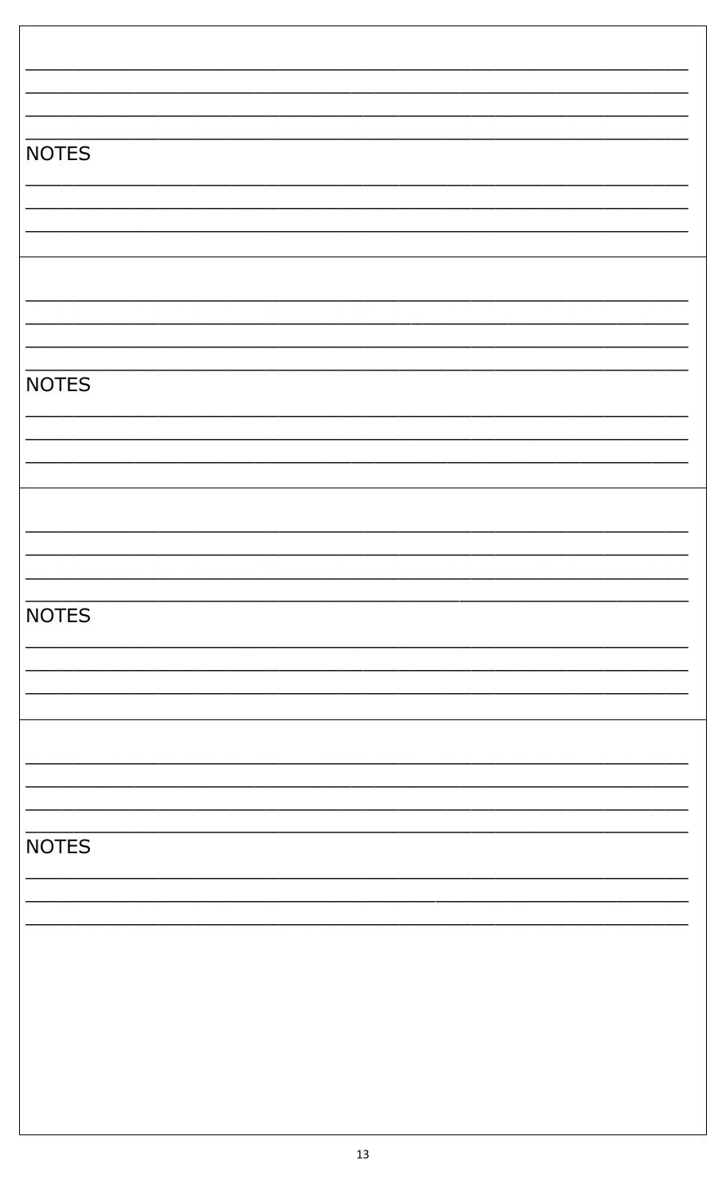NOTES

NOTES

NOTES

NOTES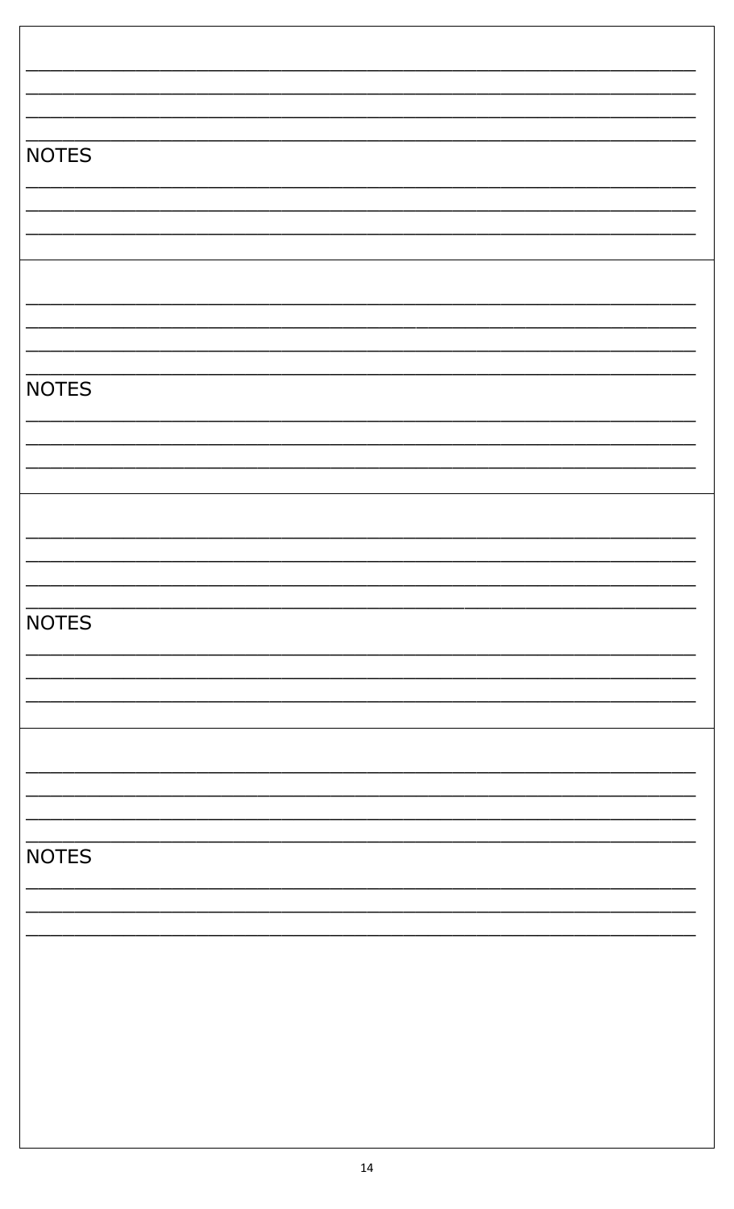NOTES

NOTES

NOTES

NOTES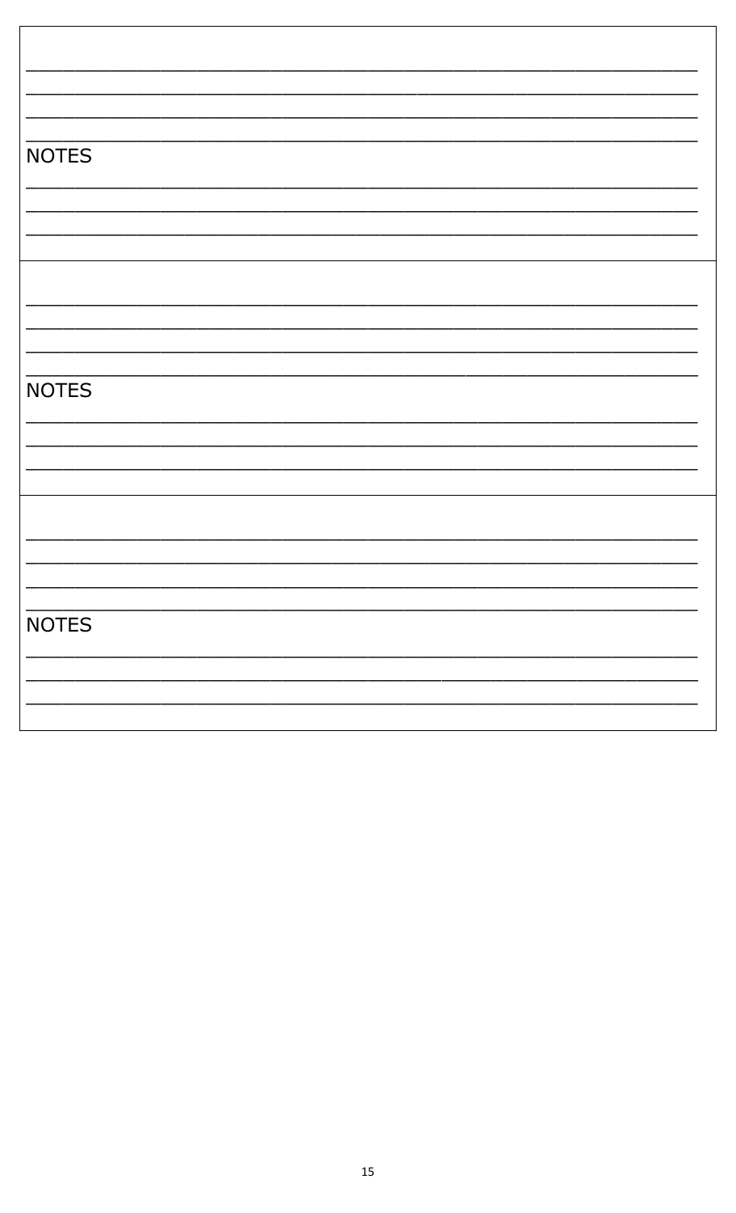NOTES

NOTES

NOTES